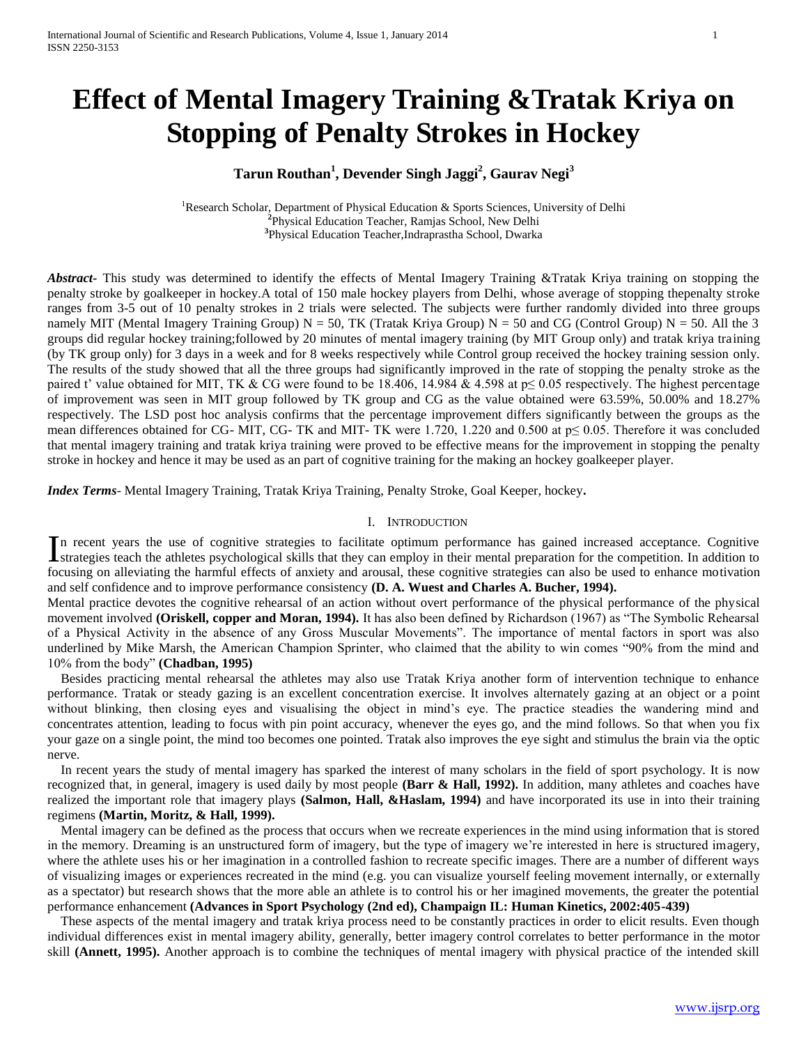# Effect of Mental Imagery Training &Tratak Kriya on Stopping of Penalty Strokes in Hockey

**Tarun Routhan[1], Devender Singh Jaggi[2], Gaurav Negi[3]**

[1]Research Scholar, Department of Physical Education & Sports Sciences, University of Delhi
[2]Physical Education Teacher, Ramjas School, New Delhi
[3]Physical Education Teacher,Indraprastha School, Dwarka

***Abstract***- This study was determined to identify the effects of Mental Imagery Training &Tratak Kriya training on stopping the penalty stroke by goalkeeper in hockey.A total of 150 male hockey players from Delhi, whose average of stopping thepenalty stroke ranges from 3-5 out of 10 penalty strokes in 2 trials were selected. The subjects were further randomly divided into three groups namely MIT (Mental Imagery Training Group) N = 50, TK (Tratak Kriya Group) N = 50 and CG (Control Group) N = 50. All the 3 groups did regular hockey training;followed by 20 minutes of mental imagery training (by MIT Group only) and tratak kriya training (by TK group only) for 3 days in a week and for 8 weeks respectively while Control group received the hockey training session only. The results of the study showed that all the three groups had significantly improved in the rate of stopping the penalty stroke as the paired t' value obtained for MIT, TK & CG were found to be 18.406, 14.984 & 4.598 at $p \leq 0.05$ respectively. The highest percentage of improvement was seen in MIT group followed by TK group and CG as the value obtained were 63.59%, 50.00% and 18.27% respectively. The LSD post hoc analysis confirms that the percentage improvement differs significantly between the groups as the mean differences obtained for CG- MIT, CG- TK and MIT- TK were 1.720, 1.220 and 0.500 at $p \leq 0.05$. Therefore it was concluded that mental imagery training and tratak kriya training were proved to be effective means for the improvement in stopping the penalty stroke in hockey and hence it may be used as an part of cognitive training for the making an hockey goalkeeper player.

***Index Terms***- Mental Imagery Training, Tratak Kriya Training, Penalty Stroke, Goal Keeper, hockey**.**

## I. Introduction

In recent years the use of cognitive strategies to facilitate optimum performance has gained increased acceptance. Cognitive strategies teach the athletes psychological skills that they can employ in their mental preparation for the competition. In addition to focusing on alleviating the harmful effects of anxiety and arousal, these cognitive strategies can also be used to enhance motivation and self confidence and to improve performance consistency **(D. A. Wuest and Charles A. Bucher, 1994).**

Mental practice devotes the cognitive rehearsal of an action without overt performance of the physical performance of the physical movement involved **(Oriskell, copper and Moran, 1994).** It has also been defined by Richardson (1967) as "The Symbolic Rehearsal of a Physical Activity in the absence of any Gross Muscular Movements". The importance of mental factors in sport was also underlined by Mike Marsh, the American Champion Sprinter, who claimed that the ability to win comes "90% from the mind and 10% from the body" **(Chadban, 1995)**

Besides practicing mental rehearsal the athletes may also use Tratak Kriya another form of intervention technique to enhance performance. Tratak or steady gazing is an excellent concentration exercise. It involves alternately gazing at an object or a point without blinking, then closing eyes and visualising the object in mind's eye. The practice steadies the wandering mind and concentrates attention, leading to focus with pin point accuracy, whenever the eyes go, and the mind follows. So that when you fix your gaze on a single point, the mind too becomes one pointed. Tratak also improves the eye sight and stimulus the brain via the optic nerve.

In recent years the study of mental imagery has sparked the interest of many scholars in the field of sport psychology. It is now recognized that, in general, imagery is used daily by most people **(Barr & Hall, 1992).** In addition, many athletes and coaches have realized the important role that imagery plays **(Salmon, Hall, &Haslam, 1994)** and have incorporated its use in into their training regimens **(Martin, Moritz, & Hall, 1999).**

Mental imagery can be defined as the process that occurs when we recreate experiences in the mind using information that is stored in the memory. Dreaming is an unstructured form of imagery, but the type of imagery we're interested in here is structured imagery, where the athlete uses his or her imagination in a controlled fashion to recreate specific images. There are a number of different ways of visualizing images or experiences recreated in the mind (e.g. you can visualize yourself feeling movement internally, or externally as a spectator) but research shows that the more able an athlete is to control his or her imagined movements, the greater the potential performance enhancement **(Advances in Sport Psychology (2nd ed), Champaign IL: Human Kinetics, 2002:405-439)**

These aspects of the mental imagery and tratak kriya process need to be constantly practices in order to elicit results. Even though individual differences exist in mental imagery ability, generally, better imagery control correlates to better performance in the motor skill **(Annett, 1995).** Another approach is to combine the techniques of mental imagery with physical practice of the intended skill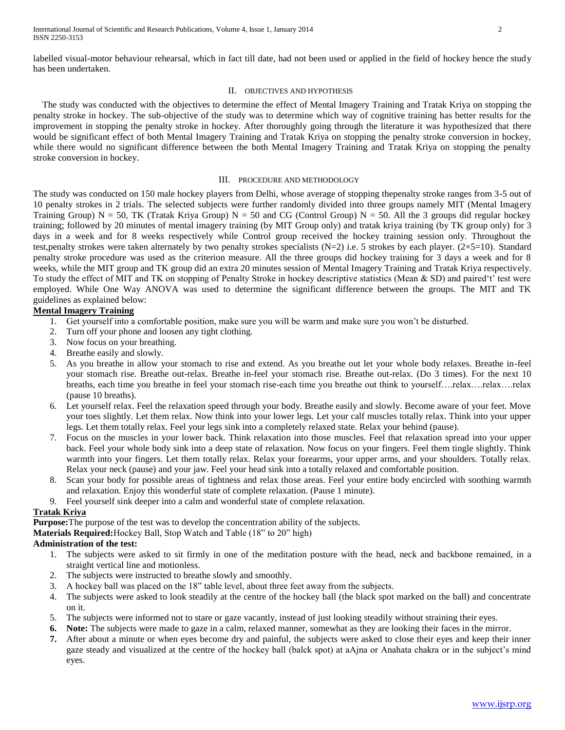labelled visual-motor behaviour rehearsal, which in fact till date, had not been used or applied in the field of hockey hence the study has been undertaken.

## II. Objectives and Hypothesis

The study was conducted with the objectives to determine the effect of Mental Imagery Training and Tratak Kriya on stopping the penalty stroke in hockey. The sub-objective of the study was to determine which way of cognitive training has better results for the improvement in stopping the penalty stroke in hockey. After thoroughly going through the literature it was hypothesized that there would be significant effect of both Mental Imagery Training and Tratak Kriya on stopping the penalty stroke conversion in hockey, while there would no significant difference between the both Mental Imagery Training and Tratak Kriya on stopping the penalty stroke conversion in hockey.

## III. Procedure and Methodology

The study was conducted on 150 male hockey players from Delhi, whose average of stopping thepenalty stroke ranges from 3-5 out of 10 penalty strokes in 2 trials. The selected subjects were further randomly divided into three groups namely MIT (Mental Imagery Training Group) N = 50, TK (Tratak Kriya Group) N = 50 and CG (Control Group) N = 50. All the 3 groups did regular hockey training; followed by 20 minutes of mental imagery training (by MIT Group only) and tratak kriya training (by TK group only) for 3 days in a week and for 8 weeks respectively while Control group received the hockey training session only. Throughout the test,penalty strokes were taken alternately by two penalty strokes specialists (N=2) i.e. 5 strokes by each player. (2×5=10). Standard penalty stroke procedure was used as the criterion measure. All the three groups did hockey training for 3 days a week and for 8 weeks, while the MIT group and TK group did an extra 20 minutes session of Mental Imagery Training and Tratak Kriya respectively. To study the effect of MIT and TK on stopping of Penalty Stroke in hockey descriptive statistics (Mean & SD) and paired't' test were employed. While One Way ANOVA was used to determine the significant difference between the groups. The MIT and TK guidelines as explained below:

**Mental Imagery Training**

1. Get yourself into a comfortable position, make sure you will be warm and make sure you won't be disturbed.
2. Turn off your phone and loosen any tight clothing.
3. Now focus on your breathing.
4. Breathe easily and slowly.
5. As you breathe in allow your stomach to rise and extend. As you breathe out let your whole body relaxes. Breathe in-feel your stomach rise. Breathe out-relax. Breathe in-feel your stomach rise. Breathe out-relax. (Do 3 times). For the next 10 breaths, each time you breathe in feel your stomach rise-each time you breathe out think to yourself….relax….relax….relax (pause 10 breaths).
6. Let yourself relax. Feel the relaxation speed through your body. Breathe easily and slowly. Become aware of your feet. Move your toes slightly. Let them relax. Now think into your lower legs. Let your calf muscles totally relax. Think into your upper legs. Let them totally relax. Feel your legs sink into a completely relaxed state. Relax your behind (pause).
7. Focus on the muscles in your lower back. Think relaxation into those muscles. Feel that relaxation spread into your upper back. Feel your whole body sink into a deep state of relaxation. Now focus on your fingers. Feel them tingle slightly. Think warmth into your fingers. Let them totally relax. Relax your forearms, your upper arms, and your shoulders. Totally relax. Relax your neck (pause) and your jaw. Feel your head sink into a totally relaxed and comfortable position.
8. Scan your body for possible areas of tightness and relax those areas. Feel your entire body encircled with soothing warmth and relaxation. Enjoy this wonderful state of complete relaxation. (Pause 1 minute).
9. Feel yourself sink deeper into a calm and wonderful state of complete relaxation.

**Tratak Kriya**

**Purpose:**The purpose of the test was to develop the concentration ability of the subjects.

**Materials Required:**Hockey Ball, Stop Watch and Table (18" to 20" high)

**Administration of the test:**

1. The subjects were asked to sit firmly in one of the meditation posture with the head, neck and backbone remained, in a straight vertical line and motionless.
2. The subjects were instructed to breathe slowly and smoothly.
3. A hockey ball was placed on the 18" table level, about three feet away from the subjects.
4. The subjects were asked to look steadily at the centre of the hockey ball (the black spot marked on the ball) and concentrate on it.
5. The subjects were informed not to stare or gaze vacantly, instead of just looking steadily without straining their eyes.
6. **Note:** The subjects were made to gaze in a calm, relaxed manner, somewhat as they are looking their faces in the mirror.
7. After about a minute or when eyes become dry and painful, the subjects were asked to close their eyes and keep their inner gaze steady and visualized at the centre of the hockey ball (balck spot) at aAjna or Anahata chakra or in the subject's mind eyes.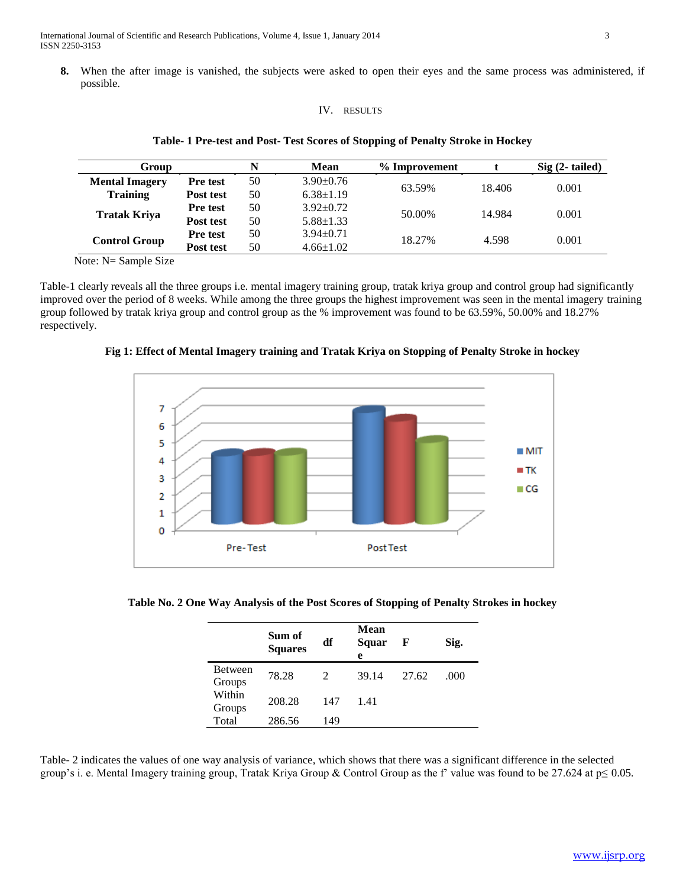8. When the after image is vanished, the subjects were asked to open their eyes and the same process was administered, if possible.

## IV. RESULTS

**Table- 1 Pre-test and Post- Test Scores of Stopping of Penalty Stroke in Hockey**

| Group | | N | Mean | % Improvement | t | Sig (2- tailed) |
|---|---|---|---|---|---|---|
| **Mental Imagery Training** | **Pre test** | 50 | 3.90±0.76 | 63.59% | 18.406 | 0.001 |
| | **Post test** | 50 | 6.38±1.19 | | | |
| **Tratak Kriya** | **Pre test** | 50 | 3.92±0.72 | 50.00% | 14.984 | 0.001 |
| | **Post test** | 50 | 5.88±1.33 | | | |
| **Control Group** | **Pre test** | 50 | 3.94±0.71 | 18.27% | 4.598 | 0.001 |
| | **Post test** | 50 | 4.66±1.02 | | | |

Note: N= Sample Size

Table-1 clearly reveals all the three groups i.e. mental imagery training group, tratak kriya group and control group had significantly improved over the period of 8 weeks. While among the three groups the highest improvement was seen in the mental imagery training group followed by tratak kriya group and control group as the % improvement was found to be 63.59%, 50.00% and 18.27% respectively.

**Fig 1: Effect of Mental Imagery training and Tratak Kriya on Stopping of Penalty Stroke in hockey**

**Table No. 2 One Way Analysis of the Post Scores of Stopping of Penalty Strokes in hockey**

| | Sum of Squares | df | Mean Square | F | Sig. |
|---|---|---|---|---|---|
| Between Groups | 78.28 | 2 | 39.14 | 27.62 | .000 |
| Within Groups | 208.28 | 147 | 1.41 | | |
| Total | 286.56 | 149 | | | |

Table- 2 indicates the values of one way analysis of variance, which shows that there was a significant difference in the selected group's i. e. Mental Imagery training group, Tratak Kriya Group & Control Group as the f' value was found to be 27.624 at $p \leq 0.05$.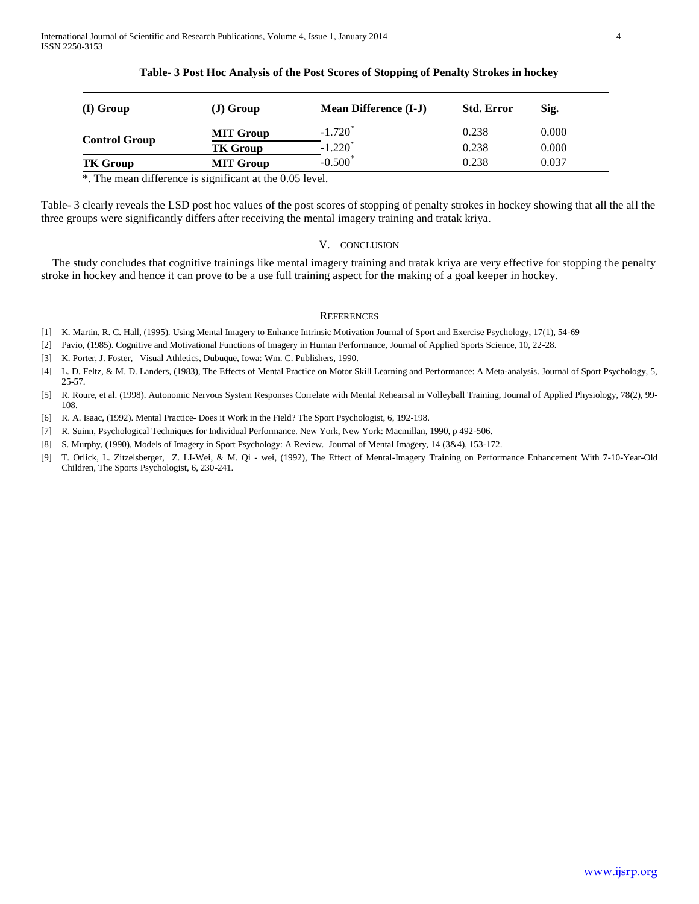**Table- 3 Post Hoc Analysis of the Post Scores of Stopping of Penalty Strokes in hockey**

| (I) Group | (J) Group | Mean Difference (I-J) | Std. Error | Sig. |
|---|---|---|---|---|
| Control Group | MIT Group | -1.720* | 0.238 | 0.000 |
| | TK Group | -1.220* | 0.238 | 0.000 |
| TK Group | MIT Group | -0.500* | 0.238 | 0.037 |

*. The mean difference is significant at the 0.05 level.

Table- 3 clearly reveals the LSD post hoc values of the post scores of stopping of penalty strokes in hockey showing that all the all the three groups were significantly differs after receiving the mental imagery training and tratak kriya.

## V. Conclusion

The study concludes that cognitive trainings like mental imagery training and tratak kriya are very effective for stopping the penalty stroke in hockey and hence it can prove to be a use full training aspect for the making of a goal keeper in hockey.

## References

[1] K. Martin, R. C. Hall, (1995). Using Mental Imagery to Enhance Intrinsic Motivation Journal of Sport and Exercise Psychology, 17(1), 54-69

[2] Pavio, (1985). Cognitive and Motivational Functions of Imagery in Human Performance, Journal of Applied Sports Science, 10, 22-28.

[3] K. Porter, J. Foster, Visual Athletics, Dubuque, Iowa: Wm. C. Publishers, 1990.

[4] L. D. Feltz, & M. D. Landers, (1983), The Effects of Mental Practice on Motor Skill Learning and Performance: A Meta-analysis. Journal of Sport Psychology, 5, 25-57.

[5] R. Roure, et al. (1998). Autonomic Nervous System Responses Correlate with Mental Rehearsal in Volleyball Training, Journal of Applied Physiology, 78(2), 99-108.

[6] R. A. Isaac, (1992). Mental Practice- Does it Work in the Field? The Sport Psychologist, 6, 192-198.

[7] R. Suinn, Psychological Techniques for Individual Performance. New York, New York: Macmillan, 1990, p 492-506.

[8] S. Murphy, (1990), Models of Imagery in Sport Psychology: A Review. Journal of Mental Imagery, 14 (3&4), 153-172.

[9] T. Orlick, L. Zitzelsberger, Z. LI-Wei, & M. Qi - wei, (1992), The Effect of Mental-Imagery Training on Performance Enhancement With 7-10-Year-Old Children, The Sports Psychologist, 6, 230-241.